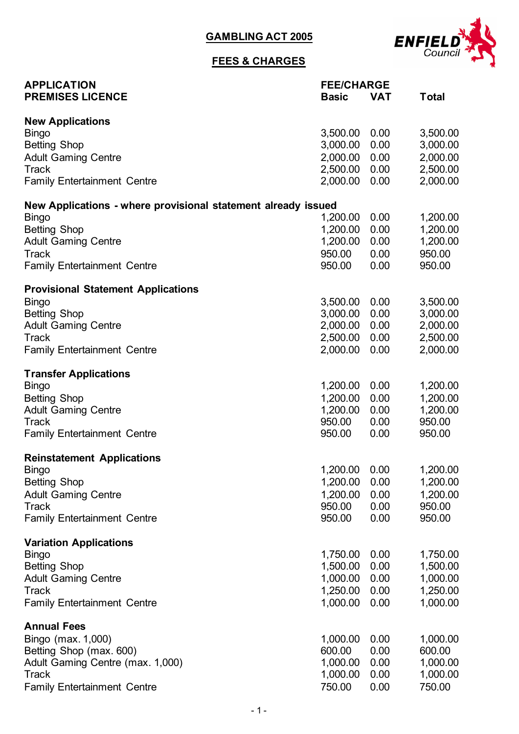# GAMBLING ACT 2005

## FEES & CHARGES

| APPLICATION<br>PREMISES LICENCE | FEE/CHARGE<br>Basic | VAT | Total |
|---|---|---|---|
| **New Applications** | | | |
| Bingo | 3,500.00 | 0.00 | 3,500.00 |
| Betting Shop | 3,000.00 | 0.00 | 3,000.00 |
| Adult Gaming Centre | 2,000.00 | 0.00 | 2,000.00 |
| Track | 2,500.00 | 0.00 | 2,500.00 |
| Family Entertainment Centre | 2,000.00 | 0.00 | 2,000.00 |
| **New Applications - where provisional statement already issued** | | | |
| Bingo | 1,200.00 | 0.00 | 1,200.00 |
| Betting Shop | 1,200.00 | 0.00 | 1,200.00 |
| Adult Gaming Centre | 1,200.00 | 0.00 | 1,200.00 |
| Track | 950.00 | 0.00 | 950.00 |
| Family Entertainment Centre | 950.00 | 0.00 | 950.00 |
| **Provisional Statement Applications** | | | |
| Bingo | 3,500.00 | 0.00 | 3,500.00 |
| Betting Shop | 3,000.00 | 0.00 | 3,000.00 |
| Adult Gaming Centre | 2,000.00 | 0.00 | 2,000.00 |
| Track | 2,500.00 | 0.00 | 2,500.00 |
| Family Entertainment Centre | 2,000.00 | 0.00 | 2,000.00 |
| **Transfer Applications** | | | |
| Bingo | 1,200.00 | 0.00 | 1,200.00 |
| Betting Shop | 1,200.00 | 0.00 | 1,200.00 |
| Adult Gaming Centre | 1,200.00 | 0.00 | 1,200.00 |
| Track | 950.00 | 0.00 | 950.00 |
| Family Entertainment Centre | 950.00 | 0.00 | 950.00 |
| **Reinstatement Applications** | | | |
| Bingo | 1,200.00 | 0.00 | 1,200.00 |
| Betting Shop | 1,200.00 | 0.00 | 1,200.00 |
| Adult Gaming Centre | 1,200.00 | 0.00 | 1,200.00 |
| Track | 950.00 | 0.00 | 950.00 |
| Family Entertainment Centre | 950.00 | 0.00 | 950.00 |
| **Variation Applications** | | | |
| Bingo | 1,750.00 | 0.00 | 1,750.00 |
| Betting Shop | 1,500.00 | 0.00 | 1,500.00 |
| Adult Gaming Centre | 1,000.00 | 0.00 | 1,000.00 |
| Track | 1,250.00 | 0.00 | 1,250.00 |
| Family Entertainment Centre | 1,000.00 | 0.00 | 1,000.00 |
| **Annual Fees** | | | |
| Bingo (max. 1,000) | 1,000.00 | 0.00 | 1,000.00 |
| Betting Shop (max. 600) | 600.00 | 0.00 | 600.00 |
| Adult Gaming Centre (max. 1,000) | 1,000.00 | 0.00 | 1,000.00 |
| Track | 1,000.00 | 0.00 | 1,000.00 |
| Family Entertainment Centre | 750.00 | 0.00 | 750.00 |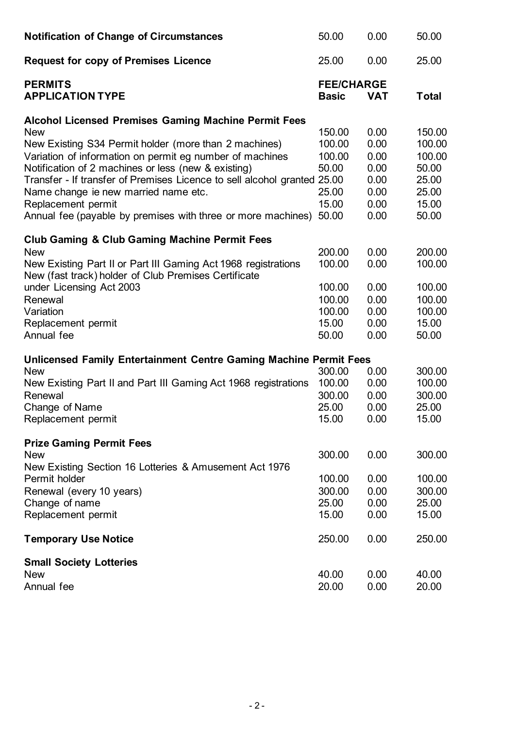| | | | |
|---|---|---|---|
| **Notification of Change of Circumstances** | 50.00 | 0.00 | 50.00 |
| **Request for copy of Premises Licence** | 25.00 | 0.00 | 25.00 |

| **PERMITS** | **FEE/CHARGE** | | |
|---|---|---|---|
| **APPLICATION TYPE** | **Basic** | **VAT** | **Total** |
| **Alcohol Licensed Premises Gaming Machine Permit Fees** | | | |
| New | 150.00 | 0.00 | 150.00 |
| New Existing S34 Permit holder (more than 2 machines) | 100.00 | 0.00 | 100.00 |
| Variation of information on permit eg number of machines | 100.00 | 0.00 | 100.00 |
| Notification of 2 machines or less (new & existing) | 50.00 | 0.00 | 50.00 |
| Transfer - If transfer of Premises Licence to sell alcohol granted | 25.00 | 0.00 | 25.00 |
| Name change ie new married name etc. | 25.00 | 0.00 | 25.00 |
| Replacement permit | 15.00 | 0.00 | 15.00 |
| Annual fee (payable by premises with three or more machines) | 50.00 | 0.00 | 50.00 |
| **Club Gaming & Club Gaming Machine Permit Fees** | | | |
| New | 200.00 | 0.00 | 200.00 |
| New Existing Part II or Part III Gaming Act 1968 registrations | 100.00 | 0.00 | 100.00 |
| New (fast track) holder of Club Premises Certificate under Licensing Act 2003 | 100.00 | 0.00 | 100.00 |
| Renewal | 100.00 | 0.00 | 100.00 |
| Variation | 100.00 | 0.00 | 100.00 |
| Replacement permit | 15.00 | 0.00 | 15.00 |
| Annual fee | 50.00 | 0.00 | 50.00 |
| **Unlicensed Family Entertainment Centre Gaming Machine Permit Fees** | | | |
| New | 300.00 | 0.00 | 300.00 |
| New Existing Part II and Part III Gaming Act 1968 registrations | 100.00 | 0.00 | 100.00 |
| Renewal | 300.00 | 0.00 | 300.00 |
| Change of Name | 25.00 | 0.00 | 25.00 |
| Replacement permit | 15.00 | 0.00 | 15.00 |
| **Prize Gaming Permit Fees** | | | |
| New | 300.00 | 0.00 | 300.00 |
| New Existing Section 16 Lotteries & Amusement Act 1976 Permit holder | 100.00 | 0.00 | 100.00 |
| Renewal (every 10 years) | 300.00 | 0.00 | 300.00 |
| Change of name | 25.00 | 0.00 | 25.00 |
| Replacement permit | 15.00 | 0.00 | 15.00 |
| **Temporary Use Notice** | 250.00 | 0.00 | 250.00 |
| **Small Society Lotteries** | | | |
| New | 40.00 | 0.00 | 40.00 |
| Annual fee | 20.00 | 0.00 | 20.00 |